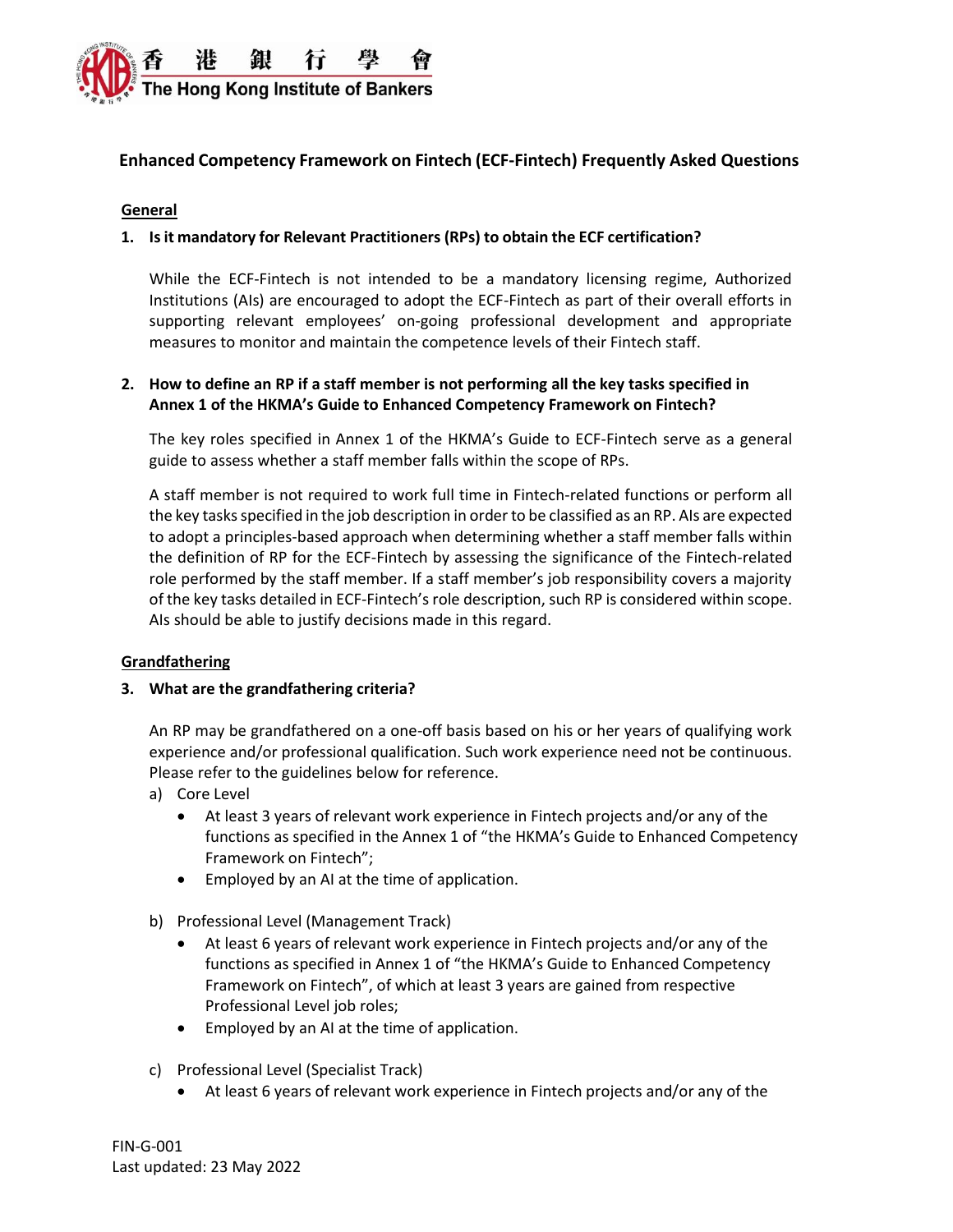# Enhanced Competency Framework on Fintech (ECF-Fintech) Frequently Asked Questions

## General

**1. Is it mandatory for Relevant Practitioners (RPs) to obtain the ECF certification?**

While the ECF-Fintech is not intended to be a mandatory licensing regime, Authorized Institutions (AIs) are encouraged to adopt the ECF-Fintech as part of their overall efforts in supporting relevant employees' on-going professional development and appropriate measures to monitor and maintain the competence levels of their Fintech staff.

**2. How to define an RP if a staff member is not performing all the key tasks specified in Annex 1 of the HKMA's Guide to Enhanced Competency Framework on Fintech?**

The key roles specified in Annex 1 of the HKMA's Guide to ECF-Fintech serve as a general guide to assess whether a staff member falls within the scope of RPs.

A staff member is not required to work full time in Fintech-related functions or perform all the key tasks specified in the job description in order to be classified as an RP. AIs are expected to adopt a principles-based approach when determining whether a staff member falls within the definition of RP for the ECF-Fintech by assessing the significance of the Fintech-related role performed by the staff member. If a staff member's job responsibility covers a majority of the key tasks detailed in ECF-Fintech's role description, such RP is considered within scope. AIs should be able to justify decisions made in this regard.

## Grandfathering

**3. What are the grandfathering criteria?**

An RP may be grandfathered on a one-off basis based on his or her years of qualifying work experience and/or professional qualification. Such work experience need not be continuous. Please refer to the guidelines below for reference.

a) Core Level
- At least 3 years of relevant work experience in Fintech projects and/or any of the functions as specified in the Annex 1 of "the HKMA's Guide to Enhanced Competency Framework on Fintech";
- Employed by an AI at the time of application.

b) Professional Level (Management Track)
- At least 6 years of relevant work experience in Fintech projects and/or any of the functions as specified in Annex 1 of "the HKMA's Guide to Enhanced Competency Framework on Fintech", of which at least 3 years are gained from respective Professional Level job roles;
- Employed by an AI at the time of application.

c) Professional Level (Specialist Track)
- At least 6 years of relevant work experience in Fintech projects and/or any of the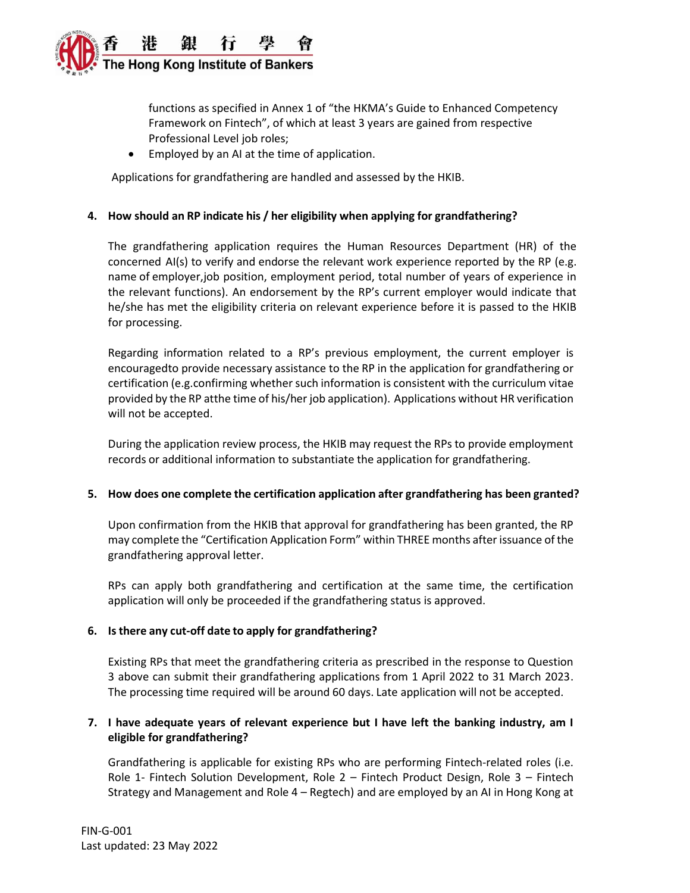functions as specified in Annex 1 of "the HKMA's Guide to Enhanced Competency Framework on Fintech", of which at least 3 years are gained from respective Professional Level job roles;

- Employed by an AI at the time of application.

Applications for grandfathering are handled and assessed by the HKIB.

**4. How should an RP indicate his / her eligibility when applying for grandfathering?**

The grandfathering application requires the Human Resources Department (HR) of the concerned AI(s) to verify and endorse the relevant work experience reported by the RP (e.g. name of employer,job position, employment period, total number of years of experience in the relevant functions). An endorsement by the RP's current employer would indicate that he/she has met the eligibility criteria on relevant experience before it is passed to the HKIB for processing.

Regarding information related to a RP's previous employment, the current employer is encouragedto provide necessary assistance to the RP in the application for grandfathering or certification (e.g.confirming whether such information is consistent with the curriculum vitae provided by the RP atthe time of his/her job application). Applications without HR verification will not be accepted.

During the application review process, the HKIB may request the RPs to provide employment records or additional information to substantiate the application for grandfathering.

**5. How does one complete the certification application after grandfathering has been granted?**

Upon confirmation from the HKIB that approval for grandfathering has been granted, the RP may complete the "Certification Application Form" within THREE months after issuance of the grandfathering approval letter.

RPs can apply both grandfathering and certification at the same time, the certification application will only be proceeded if the grandfathering status is approved.

**6. Is there any cut-off date to apply for grandfathering?**

Existing RPs that meet the grandfathering criteria as prescribed in the response to Question 3 above can submit their grandfathering applications from 1 April 2022 to 31 March 2023. The processing time required will be around 60 days. Late application will not be accepted.

**7. I have adequate years of relevant experience but I have left the banking industry, am I eligible for grandfathering?**

Grandfathering is applicable for existing RPs who are performing Fintech-related roles (i.e. Role 1- Fintech Solution Development, Role 2 – Fintech Product Design, Role 3 – Fintech Strategy and Management and Role 4 – Regtech) and are employed by an AI in Hong Kong at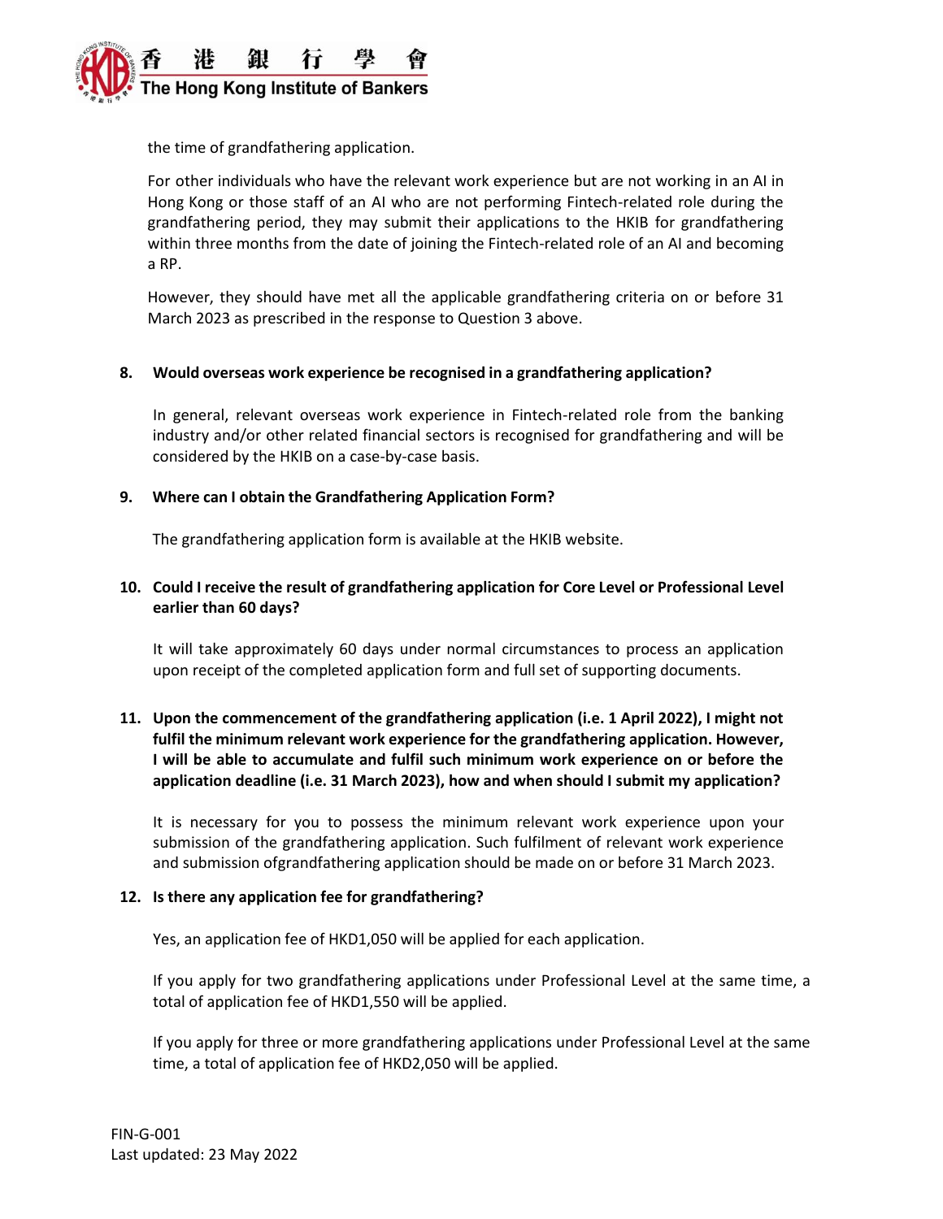the time of grandfathering application.

For other individuals who have the relevant work experience but are not working in an AI in Hong Kong or those staff of an AI who are not performing Fintech-related role during the grandfathering period, they may submit their applications to the HKIB for grandfathering within three months from the date of joining the Fintech-related role of an AI and becoming a RP.

However, they should have met all the applicable grandfathering criteria on or before 31 March 2023 as prescribed in the response to Question 3 above.

**8. Would overseas work experience be recognised in a grandfathering application?**

In general, relevant overseas work experience in Fintech-related role from the banking industry and/or other related financial sectors is recognised for grandfathering and will be considered by the HKIB on a case-by-case basis.

**9. Where can I obtain the Grandfathering Application Form?**

The grandfathering application form is available at the HKIB website.

**10. Could I receive the result of grandfathering application for Core Level or Professional Level earlier than 60 days?**

It will take approximately 60 days under normal circumstances to process an application upon receipt of the completed application form and full set of supporting documents.

**11. Upon the commencement of the grandfathering application (i.e. 1 April 2022), I might not fulfil the minimum relevant work experience for the grandfathering application. However, I will be able to accumulate and fulfil such minimum work experience on or before the application deadline (i.e. 31 March 2023), how and when should I submit my application?**

It is necessary for you to possess the minimum relevant work experience upon your submission of the grandfathering application. Such fulfilment of relevant work experience and submission ofgrandfathering application should be made on or before 31 March 2023.

**12. Is there any application fee for grandfathering?**

Yes, an application fee of HKD1,050 will be applied for each application.

If you apply for two grandfathering applications under Professional Level at the same time, a total of application fee of HKD1,550 will be applied.

If you apply for three or more grandfathering applications under Professional Level at the same time, a total of application fee of HKD2,050 will be applied.

FIN-G-001
Last updated: 23 May 2022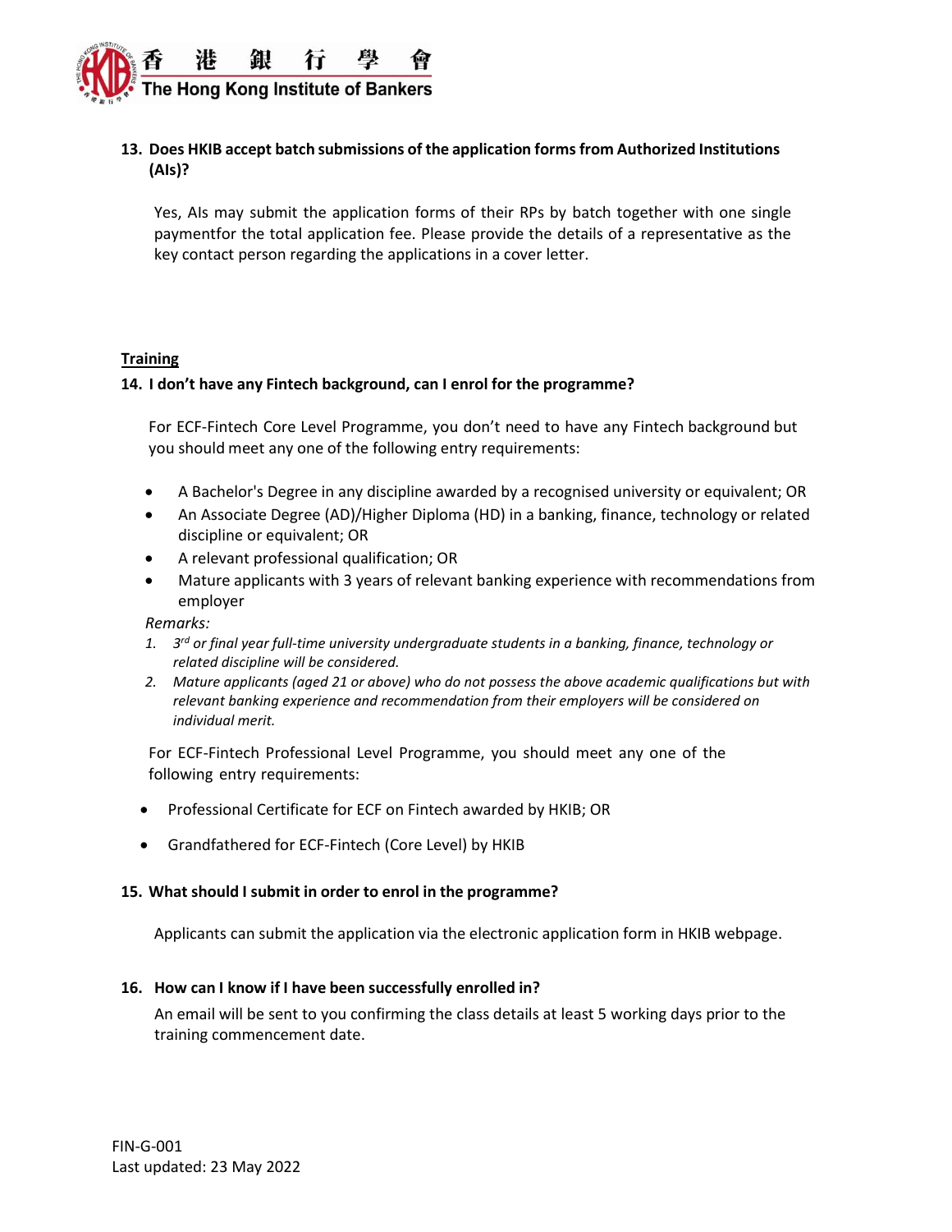**13. Does HKIB accept batch submissions of the application forms from Authorized Institutions (AIs)?**

Yes, AIs may submit the application forms of their RPs by batch together with one single paymentfor the total application fee. Please provide the details of a representative as the key contact person regarding the applications in a cover letter.

## Training

**14. I don't have any Fintech background, can I enrol for the programme?**

For ECF-Fintech Core Level Programme, you don't need to have any Fintech background but you should meet any one of the following entry requirements:

- A Bachelor's Degree in any discipline awarded by a recognised university or equivalent; OR
- An Associate Degree (AD)/Higher Diploma (HD) in a banking, finance, technology or related discipline or equivalent; OR
- A relevant professional qualification; OR
- Mature applicants with 3 years of relevant banking experience with recommendations from employer

*Remarks:*

1. *3rd or final year full-time university undergraduate students in a banking, finance, technology or related discipline will be considered.*
2. *Mature applicants (aged 21 or above) who do not possess the above academic qualifications but with relevant banking experience and recommendation from their employers will be considered on individual merit.*

For ECF-Fintech Professional Level Programme, you should meet any one of the following entry requirements:

- Professional Certificate for ECF on Fintech awarded by HKIB; OR
- Grandfathered for ECF-Fintech (Core Level) by HKIB

**15. What should I submit in order to enrol in the programme?**

Applicants can submit the application via the electronic application form in HKIB webpage.

**16. How can I know if I have been successfully enrolled in?**

An email will be sent to you confirming the class details at least 5 working days prior to the training commencement date.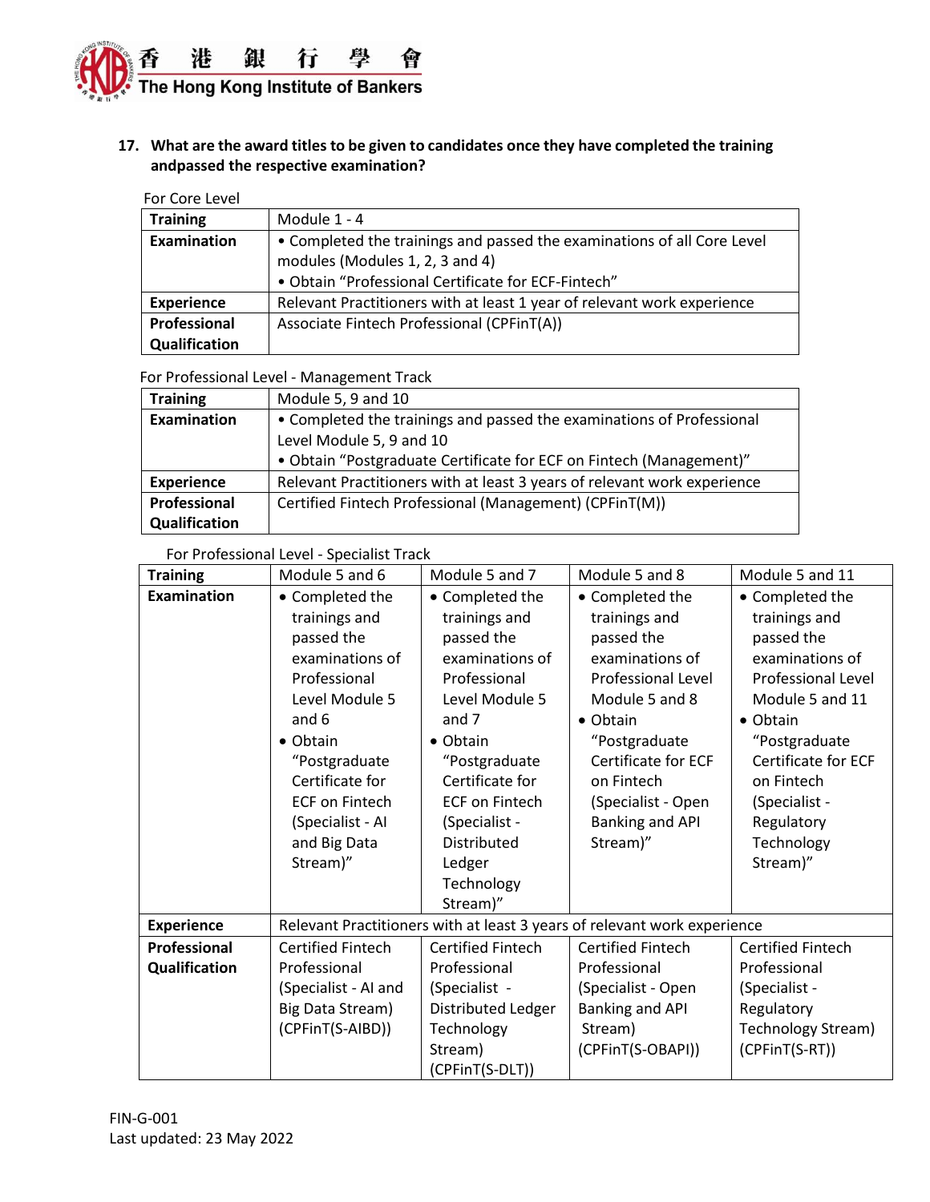**17. What are the award titles to be given to candidates once they have completed the training andpassed the respective examination?**

For Core Level

| **Training** | Module 1 - 4 |
|---|---|
| **Examination** | • Completed the trainings and passed the examinations of all Core Level modules (Modules 1, 2, 3 and 4)<br>• Obtain "Professional Certificate for ECF-Fintech" |
| **Experience** | Relevant Practitioners with at least 1 year of relevant work experience |
| **Professional Qualification** | Associate Fintech Professional (CPFinT(A)) |

For Professional Level - Management Track

| **Training** | Module 5, 9 and 10 |
|---|---|
| **Examination** | • Completed the trainings and passed the examinations of Professional Level Module 5, 9 and 10<br>• Obtain "Postgraduate Certificate for ECF on Fintech (Management)" |
| **Experience** | Relevant Practitioners with at least 3 years of relevant work experience |
| **Professional Qualification** | Certified Fintech Professional (Management) (CPFinT(M)) |

For Professional Level - Specialist Track

| **Training** | Module 5 and 6 | Module 5 and 7 | Module 5 and 8 | Module 5 and 11 |
|---|---|---|---|---|
| **Examination** | • Completed the trainings and passed the examinations of Professional Level Module 5 and 6<br>• Obtain "Postgraduate Certificate for ECF on Fintech (Specialist - AI and Big Data Stream)" | • Completed the trainings and passed the examinations of Professional Level Module 5 and 7<br>• Obtain "Postgraduate Certificate for ECF on Fintech (Specialist - Distributed Ledger Technology Stream)" | • Completed the trainings and passed the examinations of Professional Level Module 5 and 8<br>• Obtain "Postgraduate Certificate for ECF on Fintech (Specialist - Open Banking and API Stream)" | • Completed the trainings and passed the examinations of Professional Level Module 5 and 11<br>• Obtain "Postgraduate Certificate for ECF on Fintech (Specialist - Regulatory Technology Stream)" |
| **Experience** | Relevant Practitioners with at least 3 years of relevant work experience | | | |
| **Professional Qualification** | Certified Fintech Professional (Specialist - AI and Big Data Stream) (CPFinT(S-AIBD)) | Certified Fintech Professional (Specialist - Distributed Ledger Technology Stream) (CPFinT(S-DLT)) | Certified Fintech Professional (Specialist - Open Banking and API Stream) (CPFinT(S-OBAPI)) | Certified Fintech Professional (Specialist - Regulatory Technology Stream) (CPFinT(S-RT)) |

FIN-G-001
Last updated: 23 May 2022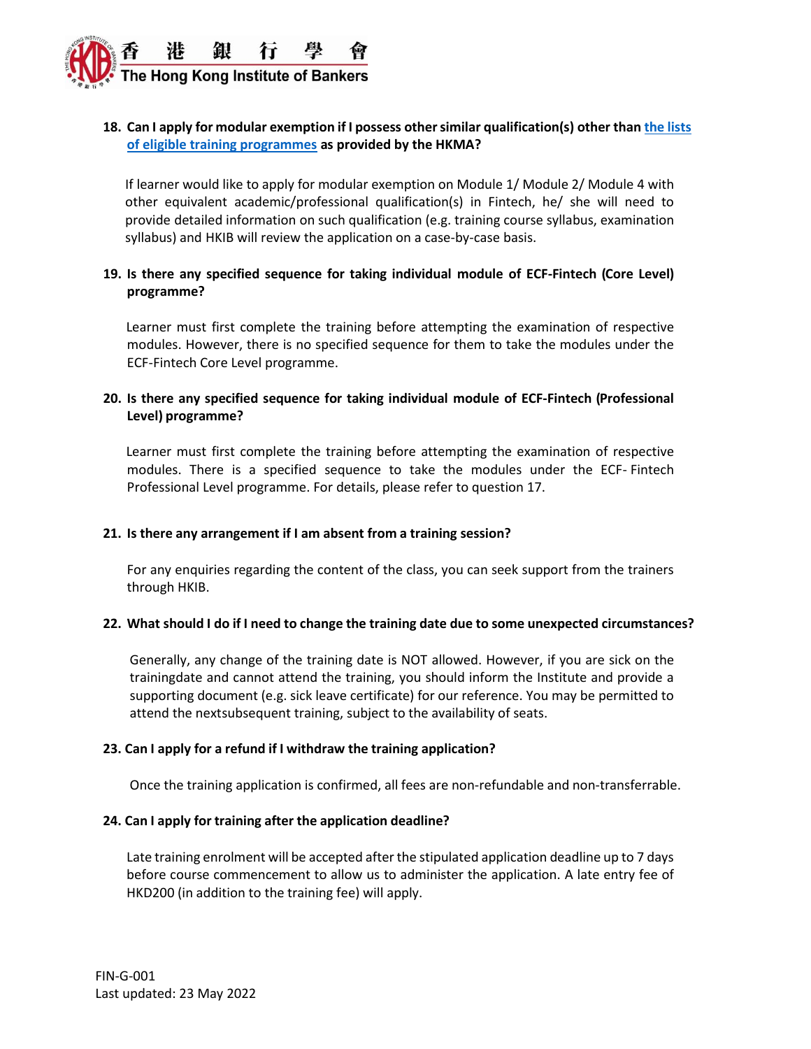**18. Can I apply for modular exemption if I possess other similar qualification(s) other than [the lists of eligible training programmes] as provided by the HKMA?**

If learner would like to apply for modular exemption on Module 1/ Module 2/ Module 4 with other equivalent academic/professional qualification(s) in Fintech, he/ she will need to provide detailed information on such qualification (e.g. training course syllabus, examination syllabus) and HKIB will review the application on a case-by-case basis.

**19. Is there any specified sequence for taking individual module of ECF-Fintech (Core Level) programme?**

Learner must first complete the training before attempting the examination of respective modules. However, there is no specified sequence for them to take the modules under the ECF-Fintech Core Level programme.

**20. Is there any specified sequence for taking individual module of ECF-Fintech (Professional Level) programme?**

Learner must first complete the training before attempting the examination of respective modules. There is a specified sequence to take the modules under the ECF- Fintech Professional Level programme. For details, please refer to question 17.

**21. Is there any arrangement if I am absent from a training session?**

For any enquiries regarding the content of the class, you can seek support from the trainers through HKIB.

**22. What should I do if I need to change the training date due to some unexpected circumstances?**

Generally, any change of the training date is NOT allowed. However, if you are sick on the trainingdate and cannot attend the training, you should inform the Institute and provide a supporting document (e.g. sick leave certificate) for our reference. You may be permitted to attend the nextsubsequent training, subject to the availability of seats.

**23. Can I apply for a refund if I withdraw the training application?**

Once the training application is confirmed, all fees are non-refundable and non-transferrable.

**24. Can I apply for training after the application deadline?**

Late training enrolment will be accepted after the stipulated application deadline up to 7 days before course commencement to allow us to administer the application. A late entry fee of HKD200 (in addition to the training fee) will apply.

FIN-G-001
Last updated: 23 May 2022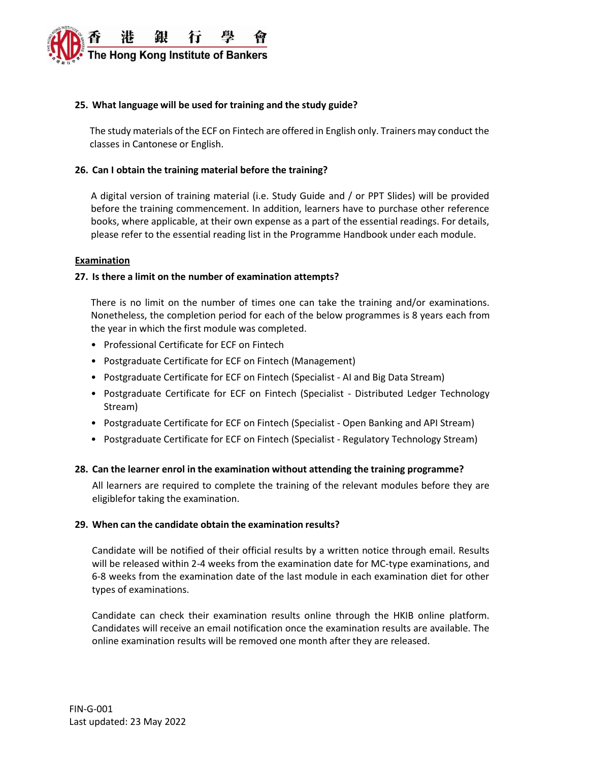**25. What language will be used for training and the study guide?**

The study materials of the ECF on Fintech are offered in English only. Trainers may conduct the classes in Cantonese or English.

**26. Can I obtain the training material before the training?**

A digital version of training material (i.e. Study Guide and / or PPT Slides) will be provided before the training commencement. In addition, learners have to purchase other reference books, where applicable, at their own expense as a part of the essential readings. For details, please refer to the essential reading list in the Programme Handbook under each module.

**Examination**

**27. Is there a limit on the number of examination attempts?**

There is no limit on the number of times one can take the training and/or examinations. Nonetheless, the completion period for each of the below programmes is 8 years each from the year in which the first module was completed.

- Professional Certificate for ECF on Fintech
- Postgraduate Certificate for ECF on Fintech (Management)
- Postgraduate Certificate for ECF on Fintech (Specialist - AI and Big Data Stream)
- Postgraduate Certificate for ECF on Fintech (Specialist - Distributed Ledger Technology Stream)
- Postgraduate Certificate for ECF on Fintech (Specialist - Open Banking and API Stream)
- Postgraduate Certificate for ECF on Fintech (Specialist - Regulatory Technology Stream)

**28. Can the learner enrol in the examination without attending the training programme?**

All learners are required to complete the training of the relevant modules before they are eligiblefor taking the examination.

**29. When can the candidate obtain the examination results?**

Candidate will be notified of their official results by a written notice through email. Results will be released within 2-4 weeks from the examination date for MC-type examinations, and 6-8 weeks from the examination date of the last module in each examination diet for other types of examinations.

Candidate can check their examination results online through the HKIB online platform. Candidates will receive an email notification once the examination results are available. The online examination results will be removed one month after they are released.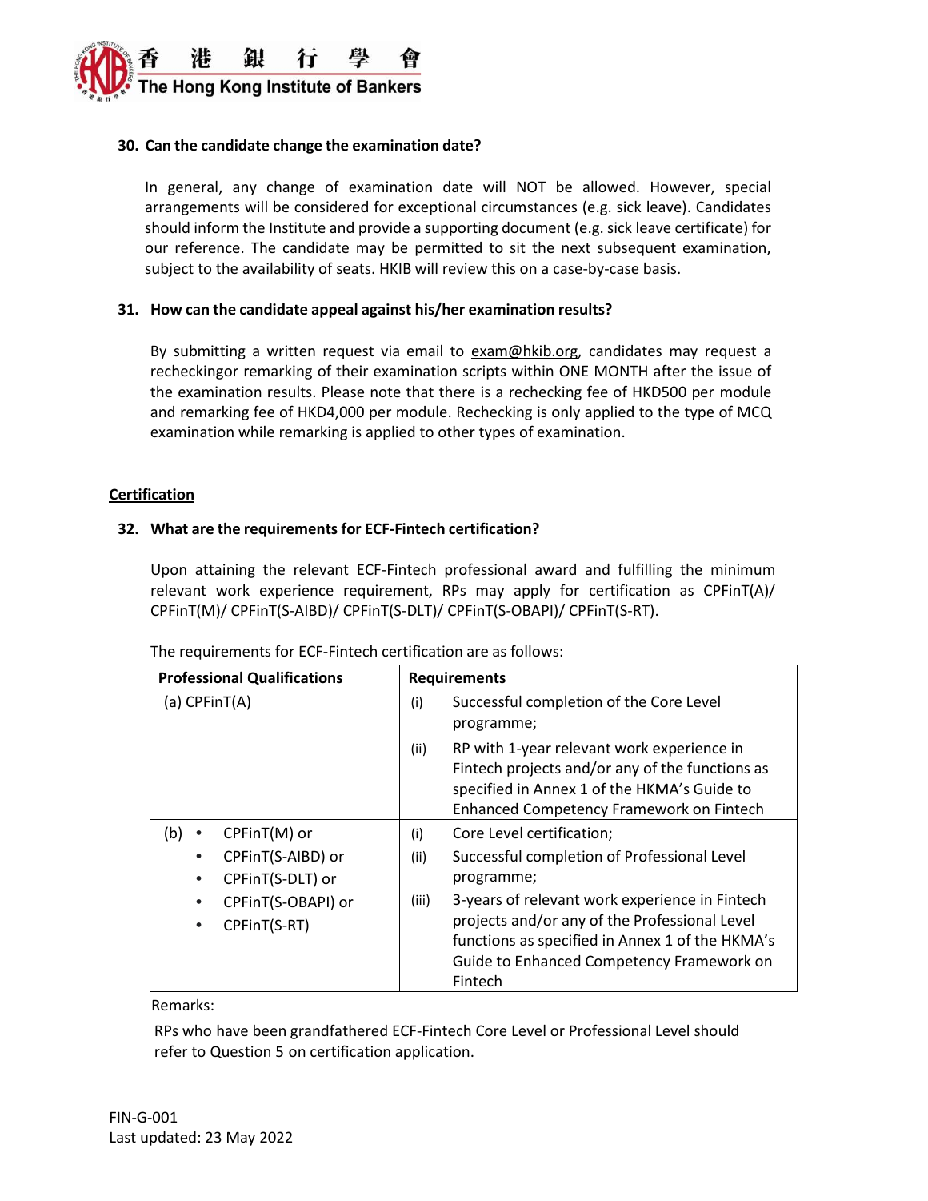**30. Can the candidate change the examination date?**

In general, any change of examination date will NOT be allowed. However, special arrangements will be considered for exceptional circumstances (e.g. sick leave). Candidates should inform the Institute and provide a supporting document (e.g. sick leave certificate) for our reference. The candidate may be permitted to sit the next subsequent examination, subject to the availability of seats. HKIB will review this on a case-by-case basis.

**31. How can the candidate appeal against his/her examination results?**

By submitting a written request via email to exam@hkib.org, candidates may request a recheckingor remarking of their examination scripts within ONE MONTH after the issue of the examination results. Please note that there is a rechecking fee of HKD500 per module and remarking fee of HKD4,000 per module. Rechecking is only applied to the type of MCQ examination while remarking is applied to other types of examination.

## Certification

**32. What are the requirements for ECF-Fintech certification?**

Upon attaining the relevant ECF-Fintech professional award and fulfilling the minimum relevant work experience requirement, RPs may apply for certification as CPFinT(A)/ CPFinT(M)/ CPFinT(S-AIBD)/ CPFinT(S-DLT)/ CPFinT(S-OBAPI)/ CPFinT(S-RT).

The requirements for ECF-Fintech certification are as follows:

| Professional Qualifications | Requirements |
|---|---|
| (a) CPFinT(A) | (i) Successful completion of the Core Level programme;<br>(ii) RP with 1-year relevant work experience in Fintech projects and/or any of the functions as specified in Annex 1 of the HKMA's Guide to Enhanced Competency Framework on Fintech |
| (b) • CPFinT(M) or<br>• CPFinT(S-AIBD) or<br>• CPFinT(S-DLT) or<br>• CPFinT(S-OBAPI) or<br>• CPFinT(S-RT) | (i) Core Level certification;<br>(ii) Successful completion of Professional Level programme;<br>(iii) 3-years of relevant work experience in Fintech projects and/or any of the Professional Level functions as specified in Annex 1 of the HKMA's Guide to Enhanced Competency Framework on Fintech |

Remarks:

RPs who have been grandfathered ECF-Fintech Core Level or Professional Level should refer to Question 5 on certification application.

FIN-G-001
Last updated: 23 May 2022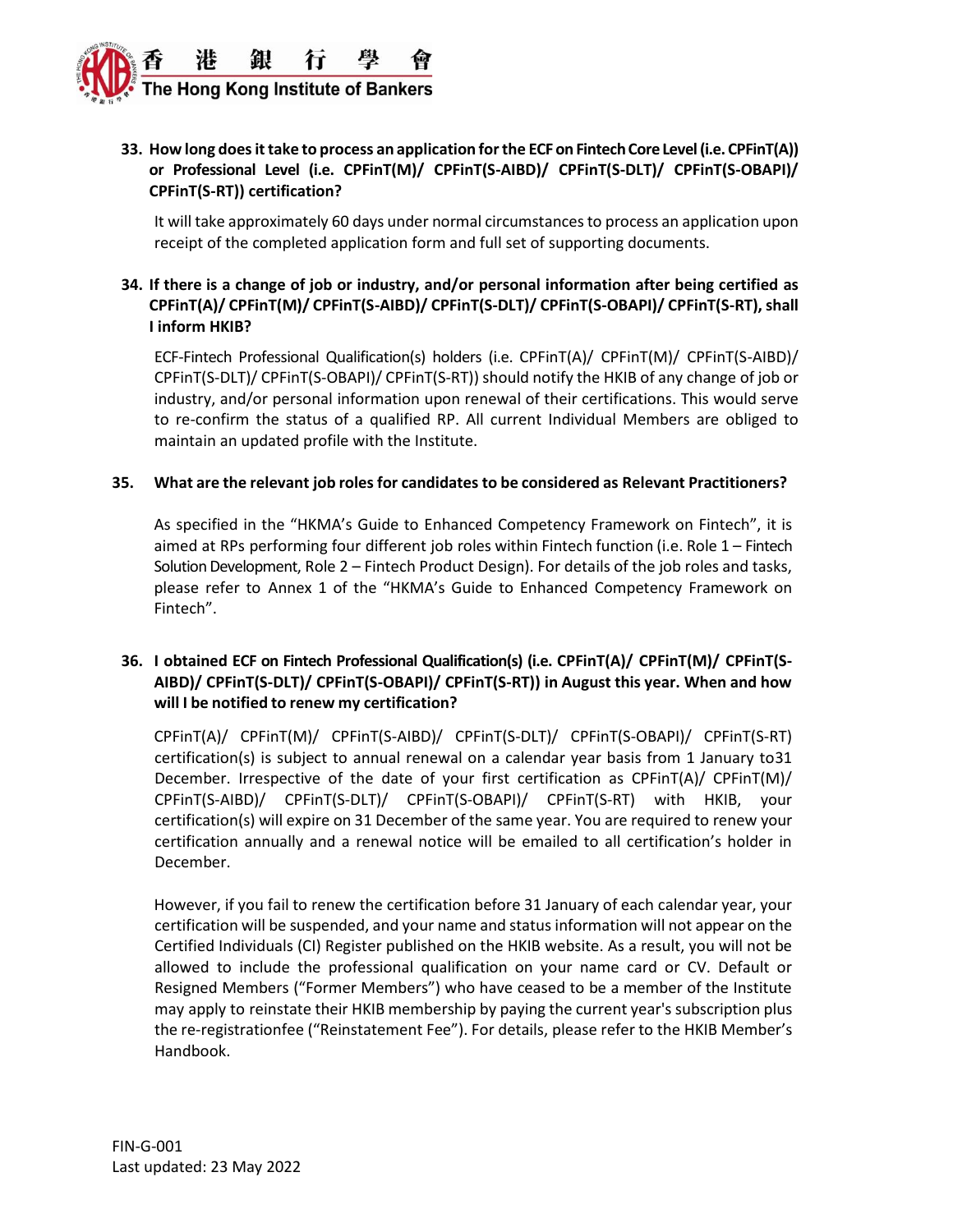**33. How long does it take to process an application for the ECF on Fintech Core Level (i.e. CPFinT(A)) or Professional Level (i.e. CPFinT(M)/ CPFinT(S-AIBD)/ CPFinT(S-DLT)/ CPFinT(S-OBAPI)/ CPFinT(S-RT)) certification?**

It will take approximately 60 days under normal circumstances to process an application upon receipt of the completed application form and full set of supporting documents.

**34. If there is a change of job or industry, and/or personal information after being certified as CPFinT(A)/ CPFinT(M)/ CPFinT(S-AIBD)/ CPFinT(S-DLT)/ CPFinT(S-OBAPI)/ CPFinT(S-RT), shall I inform HKIB?**

ECF-Fintech Professional Qualification(s) holders (i.e. CPFinT(A)/ CPFinT(M)/ CPFinT(S-AIBD)/ CPFinT(S-DLT)/ CPFinT(S-OBAPI)/ CPFinT(S-RT)) should notify the HKIB of any change of job or industry, and/or personal information upon renewal of their certifications. This would serve to re-confirm the status of a qualified RP. All current Individual Members are obliged to maintain an updated profile with the Institute.

**35. What are the relevant job roles for candidates to be considered as Relevant Practitioners?**

As specified in the "HKMA's Guide to Enhanced Competency Framework on Fintech", it is aimed at RPs performing four different job roles within Fintech function (i.e. Role 1 – Fintech Solution Development, Role 2 – Fintech Product Design). For details of the job roles and tasks, please refer to Annex 1 of the "HKMA's Guide to Enhanced Competency Framework on Fintech".

**36. I obtained ECF on Fintech Professional Qualification(s) (i.e. CPFinT(A)/ CPFinT(M)/ CPFinT(S-AIBD)/ CPFinT(S-DLT)/ CPFinT(S-OBAPI)/ CPFinT(S-RT)) in August this year. When and how will I be notified to renew my certification?**

CPFinT(A)/ CPFinT(M)/ CPFinT(S-AIBD)/ CPFinT(S-DLT)/ CPFinT(S-OBAPI)/ CPFinT(S-RT) certification(s) is subject to annual renewal on a calendar year basis from 1 January to31 December. Irrespective of the date of your first certification as CPFinT(A)/ CPFinT(M)/ CPFinT(S-AIBD)/ CPFinT(S-DLT)/ CPFinT(S-OBAPI)/ CPFinT(S-RT) with HKIB, your certification(s) will expire on 31 December of the same year. You are required to renew your certification annually and a renewal notice will be emailed to all certification's holder in December.

However, if you fail to renew the certification before 31 January of each calendar year, your certification will be suspended, and your name and status information will not appear on the Certified Individuals (CI) Register published on the HKIB website. As a result, you will not be allowed to include the professional qualification on your name card or CV. Default or Resigned Members ("Former Members") who have ceased to be a member of the Institute may apply to reinstate their HKIB membership by paying the current year's subscription plus the re-registrationfee ("Reinstatement Fee"). For details, please refer to the HKIB Member's Handbook.

FIN-G-001
Last updated: 23 May 2022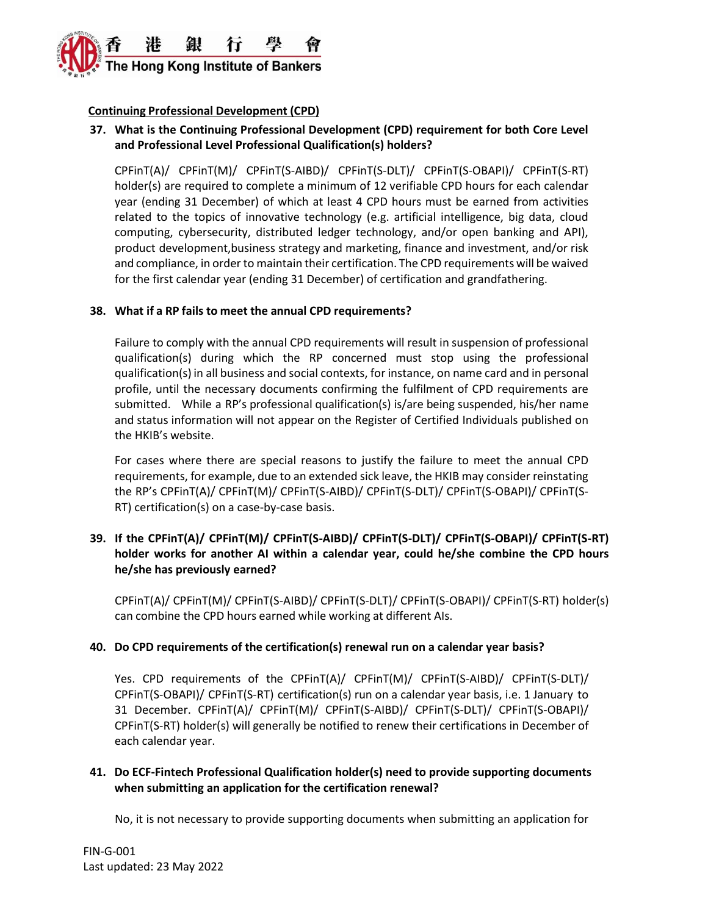**Continuing Professional Development (CPD)**

**37. What is the Continuing Professional Development (CPD) requirement for both Core Level and Professional Level Professional Qualification(s) holders?**

CPFinT(A)/ CPFinT(M)/ CPFinT(S-AIBD)/ CPFinT(S-DLT)/ CPFinT(S-OBAPI)/ CPFinT(S-RT) holder(s) are required to complete a minimum of 12 verifiable CPD hours for each calendar year (ending 31 December) of which at least 4 CPD hours must be earned from activities related to the topics of innovative technology (e.g. artificial intelligence, big data, cloud computing, cybersecurity, distributed ledger technology, and/or open banking and API), product development,business strategy and marketing, finance and investment, and/or risk and compliance, in order to maintain their certification. The CPD requirements will be waived for the first calendar year (ending 31 December) of certification and grandfathering.

**38. What if a RP fails to meet the annual CPD requirements?**

Failure to comply with the annual CPD requirements will result in suspension of professional qualification(s) during which the RP concerned must stop using the professional qualification(s) in all business and social contexts, for instance, on name card and in personal profile, until the necessary documents confirming the fulfilment of CPD requirements are submitted. While a RP's professional qualification(s) is/are being suspended, his/her name and status information will not appear on the Register of Certified Individuals published on the HKIB's website.

For cases where there are special reasons to justify the failure to meet the annual CPD requirements, for example, due to an extended sick leave, the HKIB may consider reinstating the RP's CPFinT(A)/ CPFinT(M)/ CPFinT(S-AIBD)/ CPFinT(S-DLT)/ CPFinT(S-OBAPI)/ CPFinT(S-RT) certification(s) on a case-by-case basis.

**39. If the CPFinT(A)/ CPFinT(M)/ CPFinT(S-AIBD)/ CPFinT(S-DLT)/ CPFinT(S-OBAPI)/ CPFinT(S-RT) holder works for another AI within a calendar year, could he/she combine the CPD hours he/she has previously earned?**

CPFinT(A)/ CPFinT(M)/ CPFinT(S-AIBD)/ CPFinT(S-DLT)/ CPFinT(S-OBAPI)/ CPFinT(S-RT) holder(s) can combine the CPD hours earned while working at different AIs.

**40. Do CPD requirements of the certification(s) renewal run on a calendar year basis?**

Yes. CPD requirements of the CPFinT(A)/ CPFinT(M)/ CPFinT(S-AIBD)/ CPFinT(S-DLT)/ CPFinT(S-OBAPI)/ CPFinT(S-RT) certification(s) run on a calendar year basis, i.e. 1 January to 31 December. CPFinT(A)/ CPFinT(M)/ CPFinT(S-AIBD)/ CPFinT(S-DLT)/ CPFinT(S-OBAPI)/ CPFinT(S-RT) holder(s) will generally be notified to renew their certifications in December of each calendar year.

**41. Do ECF-Fintech Professional Qualification holder(s) need to provide supporting documents when submitting an application for the certification renewal?**

No, it is not necessary to provide supporting documents when submitting an application for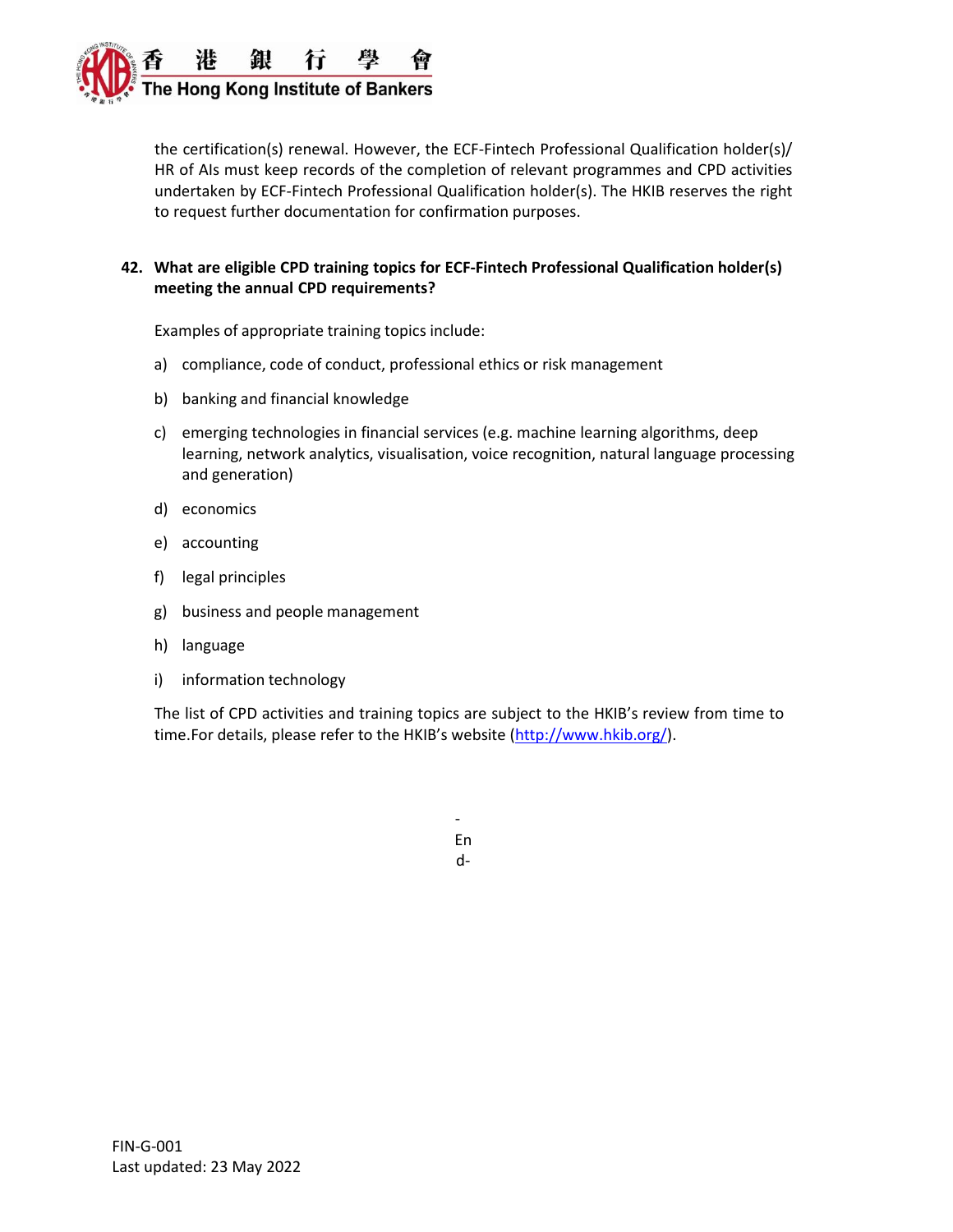the certification(s) renewal. However, the ECF-Fintech Professional Qualification holder(s)/ HR of AIs must keep records of the completion of relevant programmes and CPD activities undertaken by ECF-Fintech Professional Qualification holder(s). The HKIB reserves the right to request further documentation for confirmation purposes.

**42. What are eligible CPD training topics for ECF-Fintech Professional Qualification holder(s) meeting the annual CPD requirements?**

Examples of appropriate training topics include:

a) compliance, code of conduct, professional ethics or risk management

b) banking and financial knowledge

c) emerging technologies in financial services (e.g. machine learning algorithms, deep learning, network analytics, visualisation, voice recognition, natural language processing and generation)

d) economics

e) accounting

f) legal principles

g) business and people management

h) language

i) information technology

The list of CPD activities and training topics are subject to the HKIB's review from time to time.For details, please refer to the HKIB's website (http://www.hkib.org/).

- End-

FIN-G-001
Last updated: 23 May 2022